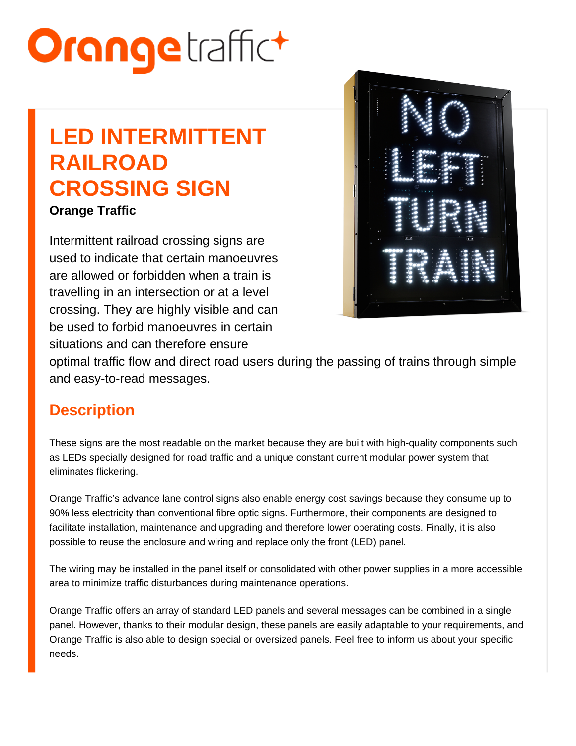# LED INTERMITTENT RAILROAD CROSSING SIGN

**Orange Traffic**

Intermittent railroad crossing signs are used to indicate that certain manoeuvres are allowed or forbidden when a train is travelling in an intersection or at a level crossing. They are highly visible and can be used to forbid manoeuvres in certain situations and can therefore ensure optimal traffic flow and direct road users during the passing of trains through simple and easy-to-read messages.

## Description

These signs are the most readable on the market because they are built with high-quality components such as LEDs specially designed for road traffic and a unique constant current modular power system that eliminates flickering.

Orange Traffic's advance lane control signs also enable energy cost savings because they consume up to 90% less electricity than conventional fibre optic signs. Furthermore, their components are designed to facilitate installation, maintenance and upgrading and therefore lower operating costs. Finally, it is also possible to reuse the enclosure and wiring and replace only the front (LED) panel.

The wiring may be installed in the panel itself or consolidated with other power supplies in a more accessible area to minimize traffic disturbances during maintenance operations.

Orange Traffic offers an array of standard LED panels and several messages can be combined in a single panel. However, thanks to their modular design, these panels are easily adaptable to your requirements, and Orange Traffic is also able to design special or oversized panels. Feel free to inform us about your specific needs.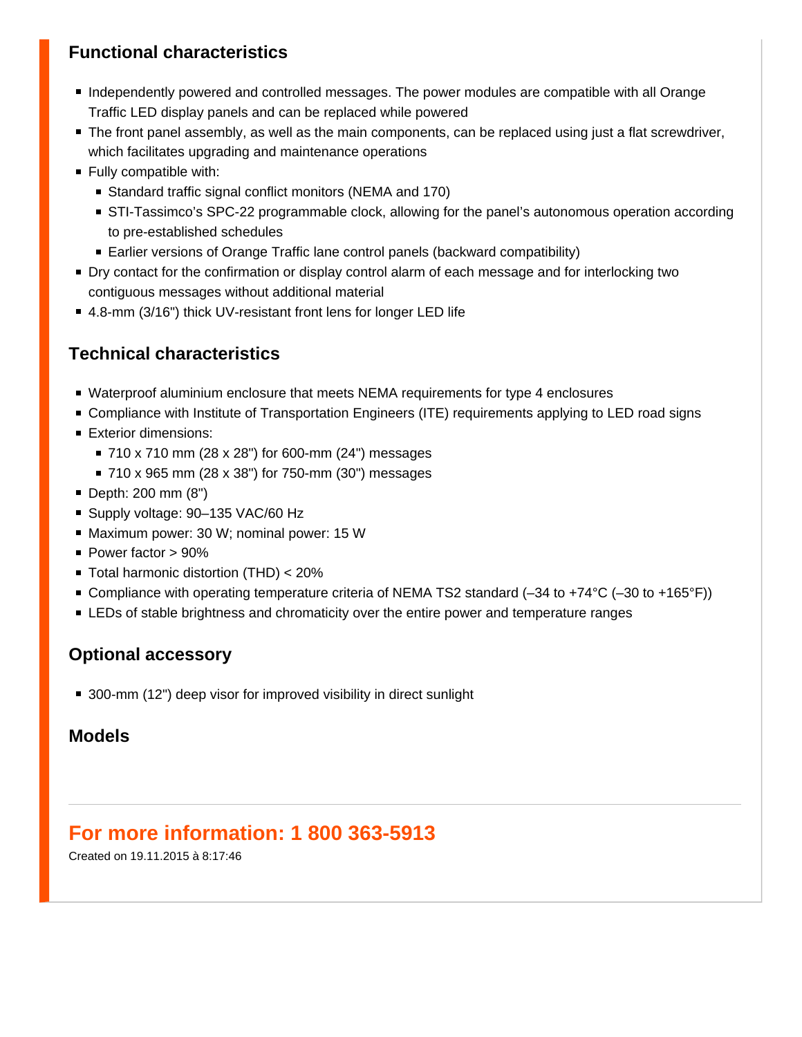## Functional characteristics

- Independently powered and controlled messages. The power modules are compatible with all Orange Traffic LED display panels and can be replaced while powered
- The front panel assembly, as well as the main components, can be replaced using just a flat screwdriver, which facilitates upgrading and maintenance operations
- Fully compatible with:
  - Standard traffic signal conflict monitors (NEMA and 170)
  - STI-Tassimco's SPC-22 programmable clock, allowing for the panel's autonomous operation according to pre-established schedules
  - Earlier versions of Orange Traffic lane control panels (backward compatibility)
- Dry contact for the confirmation or display control alarm of each message and for interlocking two contiguous messages without additional material
- 4.8-mm (3/16") thick UV-resistant front lens for longer LED life

## Technical characteristics

- Waterproof aluminium enclosure that meets NEMA requirements for type 4 enclosures
- Compliance with Institute of Transportation Engineers (ITE) requirements applying to LED road signs
- Exterior dimensions:
  - 710 x 710 mm (28 x 28") for 600-mm (24") messages
  - 710 x 965 mm (28 x 38") for 750-mm (30") messages
- Depth: 200 mm (8")
- Supply voltage: 90–135 VAC/60 Hz
- Maximum power: 30 W; nominal power: 15 W
- Power factor > 90%
- Total harmonic distortion (THD) < 20%
- Compliance with operating temperature criteria of NEMA TS2 standard (–34 to +74°C (–30 to +165°F))
- LEDs of stable brightness and chromaticity over the entire power and temperature ranges

## Optional accessory

- 300-mm (12") deep visor for improved visibility in direct sunlight

## Models

## For more information: 1 800 363-5913

Created on 19.11.2015 à 8:17:46